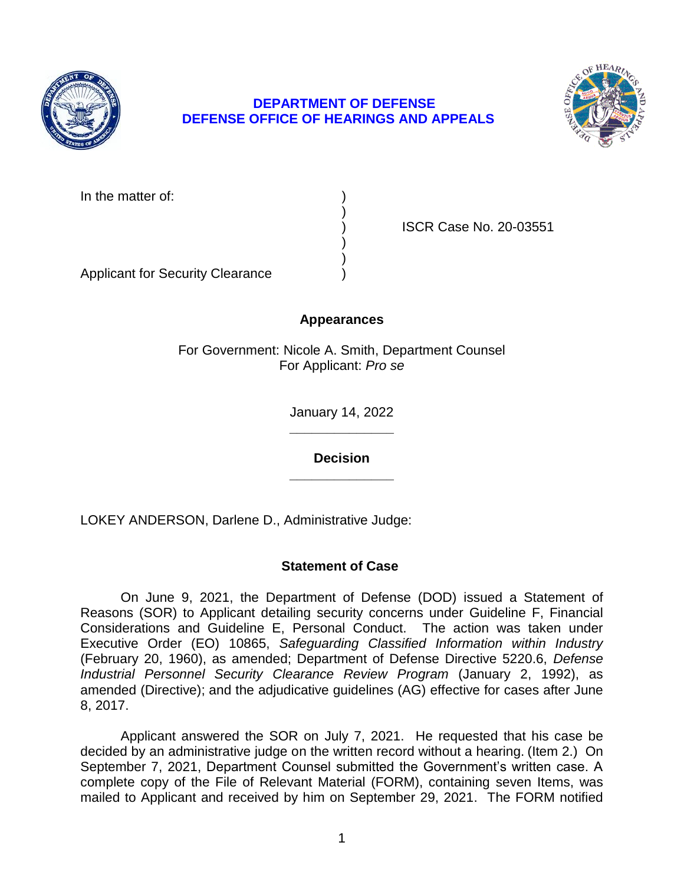**DEPARTMENT OF DEFENSE**
**DEFENSE OFFICE OF HEARINGS AND APPEALS**

| | | |
|---|---|---|
| In the matter of: | ) | |
| | ) | |
| | ) | ISCR Case No. 20-03551 |
| | ) | |
| | ) | |
| Applicant for Security Clearance | ) | |

**Appearances**

For Government: Nicole A. Smith, Department Counsel
For Applicant: *Pro se*

January 14, 2022

______________

**Decision**

______________

LOKEY ANDERSON, Darlene D., Administrative Judge:

## Statement of Case

On June 9, 2021, the Department of Defense (DOD) issued a Statement of Reasons (SOR) to Applicant detailing security concerns under Guideline F, Financial Considerations and Guideline E, Personal Conduct. The action was taken under Executive Order (EO) 10865, *Safeguarding Classified Information within Industry* (February 20, 1960), as amended; Department of Defense Directive 5220.6, *Defense Industrial Personnel Security Clearance Review Program* (January 2, 1992), as amended (Directive); and the adjudicative guidelines (AG) effective for cases after June 8, 2017.

Applicant answered the SOR on July 7, 2021. He requested that his case be decided by an administrative judge on the written record without a hearing. (Item 2.) On September 7, 2021, Department Counsel submitted the Government's written case. A complete copy of the File of Relevant Material (FORM), containing seven Items, was mailed to Applicant and received by him on September 29, 2021. The FORM notified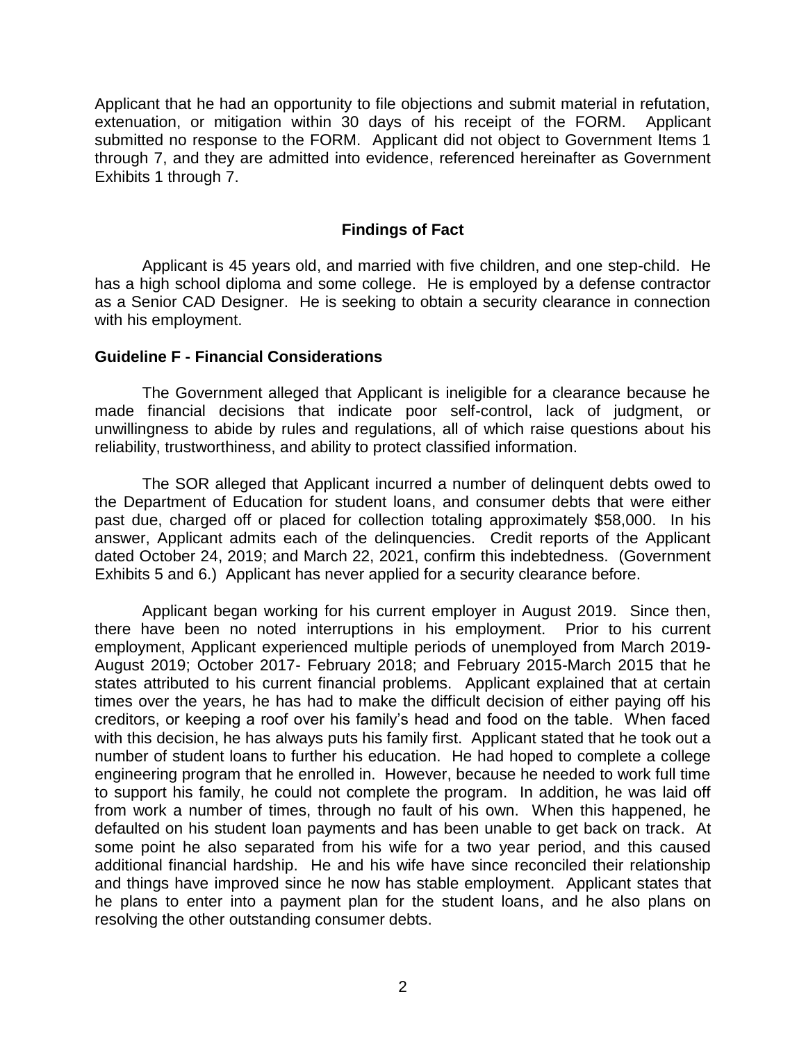Applicant that he had an opportunity to file objections and submit material in refutation, extenuation, or mitigation within 30 days of his receipt of the FORM. Applicant submitted no response to the FORM. Applicant did not object to Government Items 1 through 7, and they are admitted into evidence, referenced hereinafter as Government Exhibits 1 through 7.

## Findings of Fact

Applicant is 45 years old, and married with five children, and one step-child. He has a high school diploma and some college. He is employed by a defense contractor as a Senior CAD Designer. He is seeking to obtain a security clearance in connection with his employment.

### Guideline F - Financial Considerations

The Government alleged that Applicant is ineligible for a clearance because he made financial decisions that indicate poor self-control, lack of judgment, or unwillingness to abide by rules and regulations, all of which raise questions about his reliability, trustworthiness, and ability to protect classified information.

The SOR alleged that Applicant incurred a number of delinquent debts owed to the Department of Education for student loans, and consumer debts that were either past due, charged off or placed for collection totaling approximately $58,000. In his answer, Applicant admits each of the delinquencies. Credit reports of the Applicant dated October 24, 2019; and March 22, 2021, confirm this indebtedness. (Government Exhibits 5 and 6.) Applicant has never applied for a security clearance before.

Applicant began working for his current employer in August 2019. Since then, there have been no noted interruptions in his employment. Prior to his current employment, Applicant experienced multiple periods of unemployed from March 2019-August 2019; October 2017- February 2018; and February 2015-March 2015 that he states attributed to his current financial problems. Applicant explained that at certain times over the years, he has had to make the difficult decision of either paying off his creditors, or keeping a roof over his family's head and food on the table. When faced with this decision, he has always puts his family first. Applicant stated that he took out a number of student loans to further his education. He had hoped to complete a college engineering program that he enrolled in. However, because he needed to work full time to support his family, he could not complete the program. In addition, he was laid off from work a number of times, through no fault of his own. When this happened, he defaulted on his student loan payments and has been unable to get back on track. At some point he also separated from his wife for a two year period, and this caused additional financial hardship. He and his wife have since reconciled their relationship and things have improved since he now has stable employment. Applicant states that he plans to enter into a payment plan for the student loans, and he also plans on resolving the other outstanding consumer debts.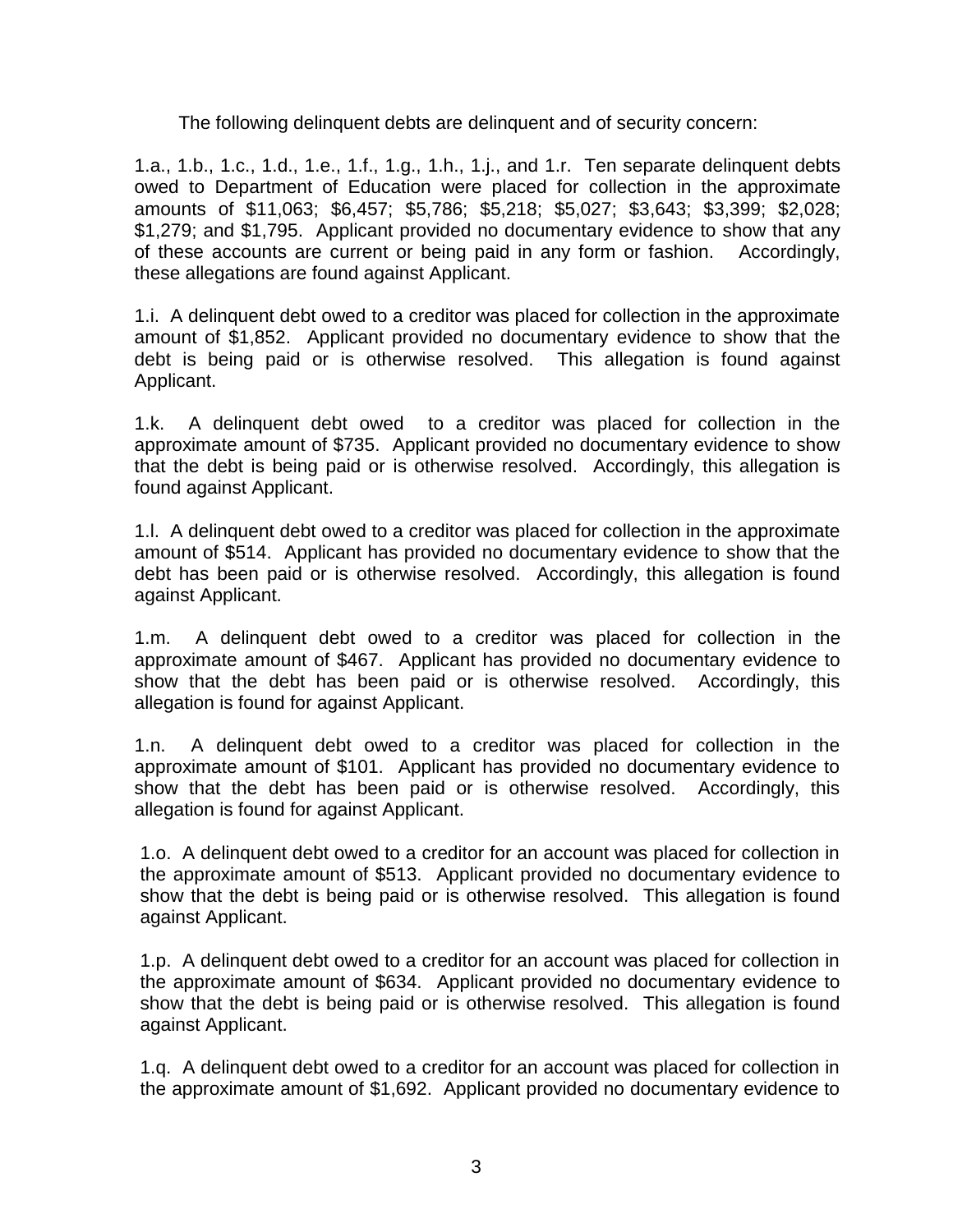The following delinquent debts are delinquent and of security concern:

1.a., 1.b., 1.c., 1.d., 1.e., 1.f., 1.g., 1.h., 1.j., and 1.r. Ten separate delinquent debts owed to Department of Education were placed for collection in the approximate amounts of $11,063; $6,457; $5,786; $5,218; $5,027; $3,643; $3,399; $2,028; $1,279; and $1,795. Applicant provided no documentary evidence to show that any of these accounts are current or being paid in any form or fashion. Accordingly, these allegations are found against Applicant.

1.i. A delinquent debt owed to a creditor was placed for collection in the approximate amount of $1,852. Applicant provided no documentary evidence to show that the debt is being paid or is otherwise resolved. This allegation is found against Applicant.

1.k. A delinquent debt owed to a creditor was placed for collection in the approximate amount of $735. Applicant provided no documentary evidence to show that the debt is being paid or is otherwise resolved. Accordingly, this allegation is found against Applicant.

1.l. A delinquent debt owed to a creditor was placed for collection in the approximate amount of $514. Applicant has provided no documentary evidence to show that the debt has been paid or is otherwise resolved. Accordingly, this allegation is found against Applicant.

1.m. A delinquent debt owed to a creditor was placed for collection in the approximate amount of $467. Applicant has provided no documentary evidence to show that the debt has been paid or is otherwise resolved. Accordingly, this allegation is found for against Applicant.

1.n. A delinquent debt owed to a creditor was placed for collection in the approximate amount of $101. Applicant has provided no documentary evidence to show that the debt has been paid or is otherwise resolved. Accordingly, this allegation is found for against Applicant.

1.o. A delinquent debt owed to a creditor for an account was placed for collection in the approximate amount of $513. Applicant provided no documentary evidence to show that the debt is being paid or is otherwise resolved. This allegation is found against Applicant.

1.p. A delinquent debt owed to a creditor for an account was placed for collection in the approximate amount of $634. Applicant provided no documentary evidence to show that the debt is being paid or is otherwise resolved. This allegation is found against Applicant.

1.q. A delinquent debt owed to a creditor for an account was placed for collection in the approximate amount of $1,692. Applicant provided no documentary evidence to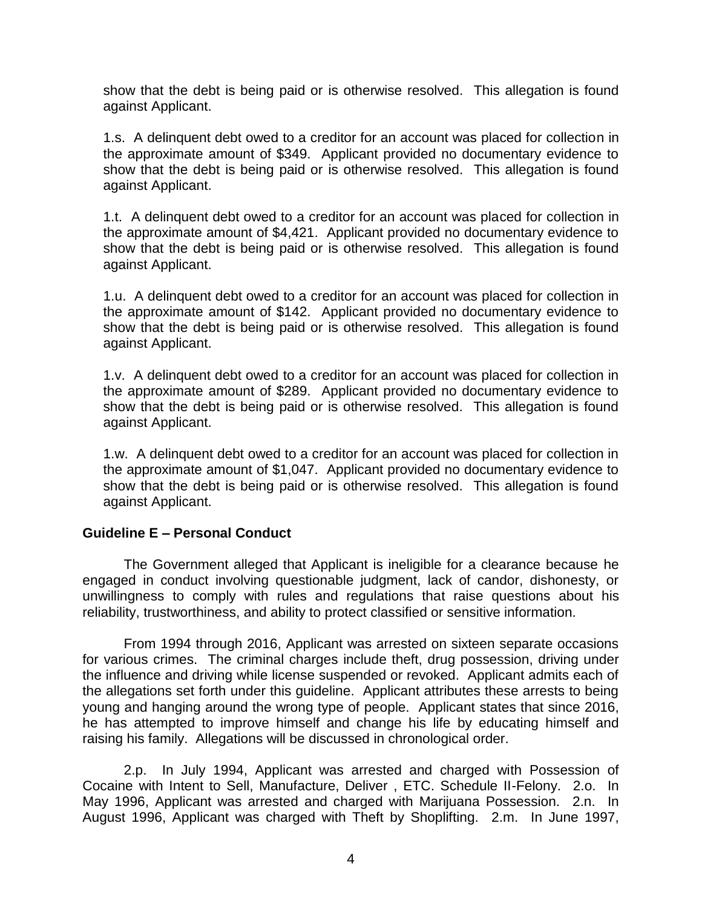show that the debt is being paid or is otherwise resolved. This allegation is found against Applicant.

1.s. A delinquent debt owed to a creditor for an account was placed for collection in the approximate amount of $349. Applicant provided no documentary evidence to show that the debt is being paid or is otherwise resolved. This allegation is found against Applicant.

1.t. A delinquent debt owed to a creditor for an account was placed for collection in the approximate amount of $4,421. Applicant provided no documentary evidence to show that the debt is being paid or is otherwise resolved. This allegation is found against Applicant.

1.u. A delinquent debt owed to a creditor for an account was placed for collection in the approximate amount of $142. Applicant provided no documentary evidence to show that the debt is being paid or is otherwise resolved. This allegation is found against Applicant.

1.v. A delinquent debt owed to a creditor for an account was placed for collection in the approximate amount of $289. Applicant provided no documentary evidence to show that the debt is being paid or is otherwise resolved. This allegation is found against Applicant.

1.w. A delinquent debt owed to a creditor for an account was placed for collection in the approximate amount of $1,047. Applicant provided no documentary evidence to show that the debt is being paid or is otherwise resolved. This allegation is found against Applicant.

**Guideline E – Personal Conduct**

The Government alleged that Applicant is ineligible for a clearance because he engaged in conduct involving questionable judgment, lack of candor, dishonesty, or unwillingness to comply with rules and regulations that raise questions about his reliability, trustworthiness, and ability to protect classified or sensitive information.

From 1994 through 2016, Applicant was arrested on sixteen separate occasions for various crimes. The criminal charges include theft, drug possession, driving under the influence and driving while license suspended or revoked. Applicant admits each of the allegations set forth under this guideline. Applicant attributes these arrests to being young and hanging around the wrong type of people. Applicant states that since 2016, he has attempted to improve himself and change his life by educating himself and raising his family. Allegations will be discussed in chronological order.

2.p. In July 1994, Applicant was arrested and charged with Possession of Cocaine with Intent to Sell, Manufacture, Deliver , ETC. Schedule II-Felony. 2.o. In May 1996, Applicant was arrested and charged with Marijuana Possession. 2.n. In August 1996, Applicant was charged with Theft by Shoplifting. 2.m. In June 1997,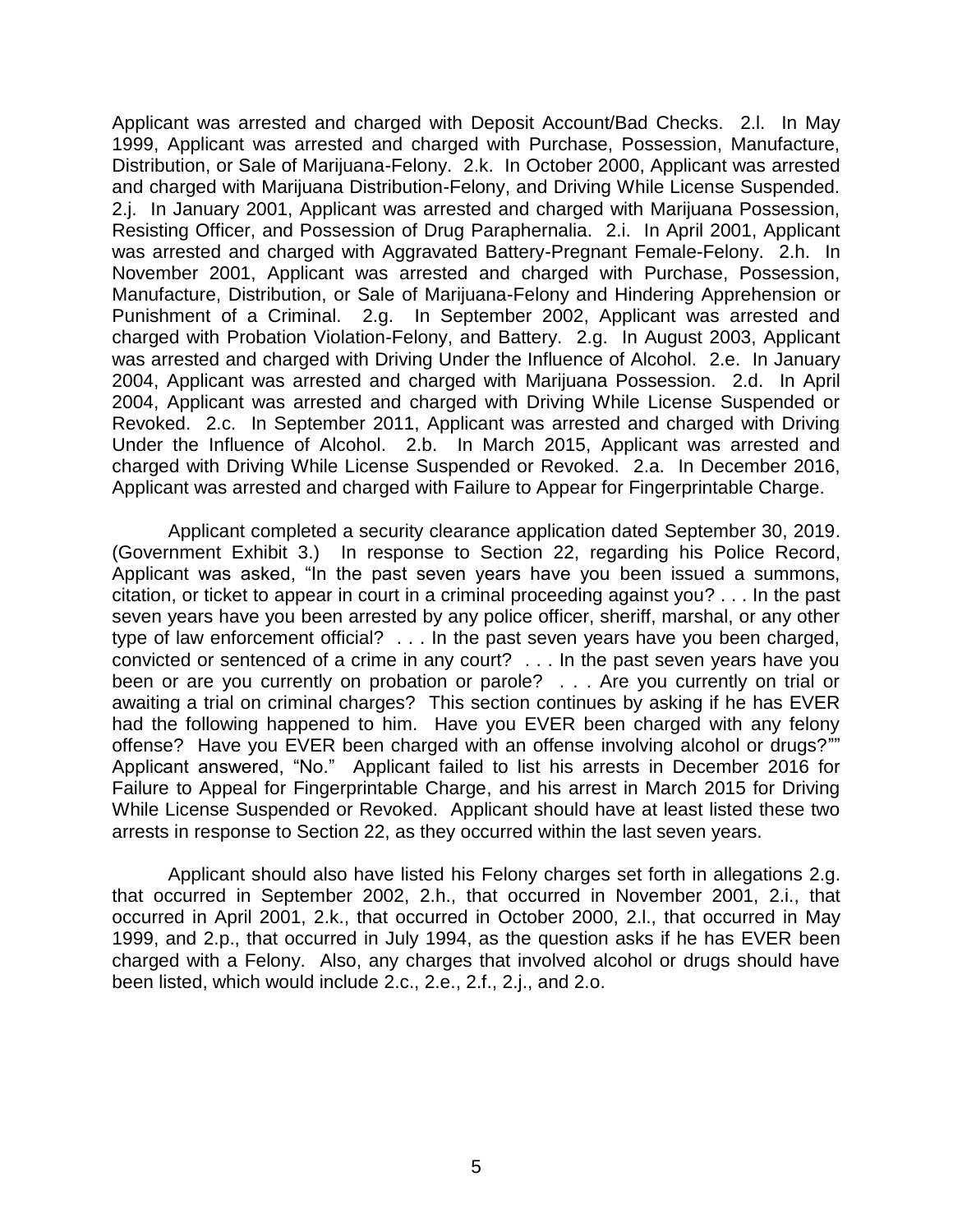Applicant was arrested and charged with Deposit Account/Bad Checks. 2.l. In May 1999, Applicant was arrested and charged with Purchase, Possession, Manufacture, Distribution, or Sale of Marijuana-Felony. 2.k. In October 2000, Applicant was arrested and charged with Marijuana Distribution-Felony, and Driving While License Suspended. 2.j. In January 2001, Applicant was arrested and charged with Marijuana Possession, Resisting Officer, and Possession of Drug Paraphernalia. 2.i. In April 2001, Applicant was arrested and charged with Aggravated Battery-Pregnant Female-Felony. 2.h. In November 2001, Applicant was arrested and charged with Purchase, Possession, Manufacture, Distribution, or Sale of Marijuana-Felony and Hindering Apprehension or Punishment of a Criminal. 2.g. In September 2002, Applicant was arrested and charged with Probation Violation-Felony, and Battery. 2.g. In August 2003, Applicant was arrested and charged with Driving Under the Influence of Alcohol. 2.e. In January 2004, Applicant was arrested and charged with Marijuana Possession. 2.d. In April 2004, Applicant was arrested and charged with Driving While License Suspended or Revoked. 2.c. In September 2011, Applicant was arrested and charged with Driving Under the Influence of Alcohol. 2.b. In March 2015, Applicant was arrested and charged with Driving While License Suspended or Revoked. 2.a. In December 2016, Applicant was arrested and charged with Failure to Appear for Fingerprintable Charge.

Applicant completed a security clearance application dated September 30, 2019. (Government Exhibit 3.) In response to Section 22, regarding his Police Record, Applicant was asked, "In the past seven years have you been issued a summons, citation, or ticket to appear in court in a criminal proceeding against you? . . . In the past seven years have you been arrested by any police officer, sheriff, marshal, or any other type of law enforcement official? . . . In the past seven years have you been charged, convicted or sentenced of a crime in any court? . . . In the past seven years have you been or are you currently on probation or parole? . . . Are you currently on trial or awaiting a trial on criminal charges? This section continues by asking if he has EVER had the following happened to him. Have you EVER been charged with any felony offense? Have you EVER been charged with an offense involving alcohol or drugs?"" Applicant answered, "No." Applicant failed to list his arrests in December 2016 for Failure to Appeal for Fingerprintable Charge, and his arrest in March 2015 for Driving While License Suspended or Revoked. Applicant should have at least listed these two arrests in response to Section 22, as they occurred within the last seven years.

Applicant should also have listed his Felony charges set forth in allegations 2.g. that occurred in September 2002, 2.h., that occurred in November 2001, 2.i., that occurred in April 2001, 2.k., that occurred in October 2000, 2.l., that occurred in May 1999, and 2.p., that occurred in July 1994, as the question asks if he has EVER been charged with a Felony. Also, any charges that involved alcohol or drugs should have been listed, which would include 2.c., 2.e., 2.f., 2.j., and 2.o.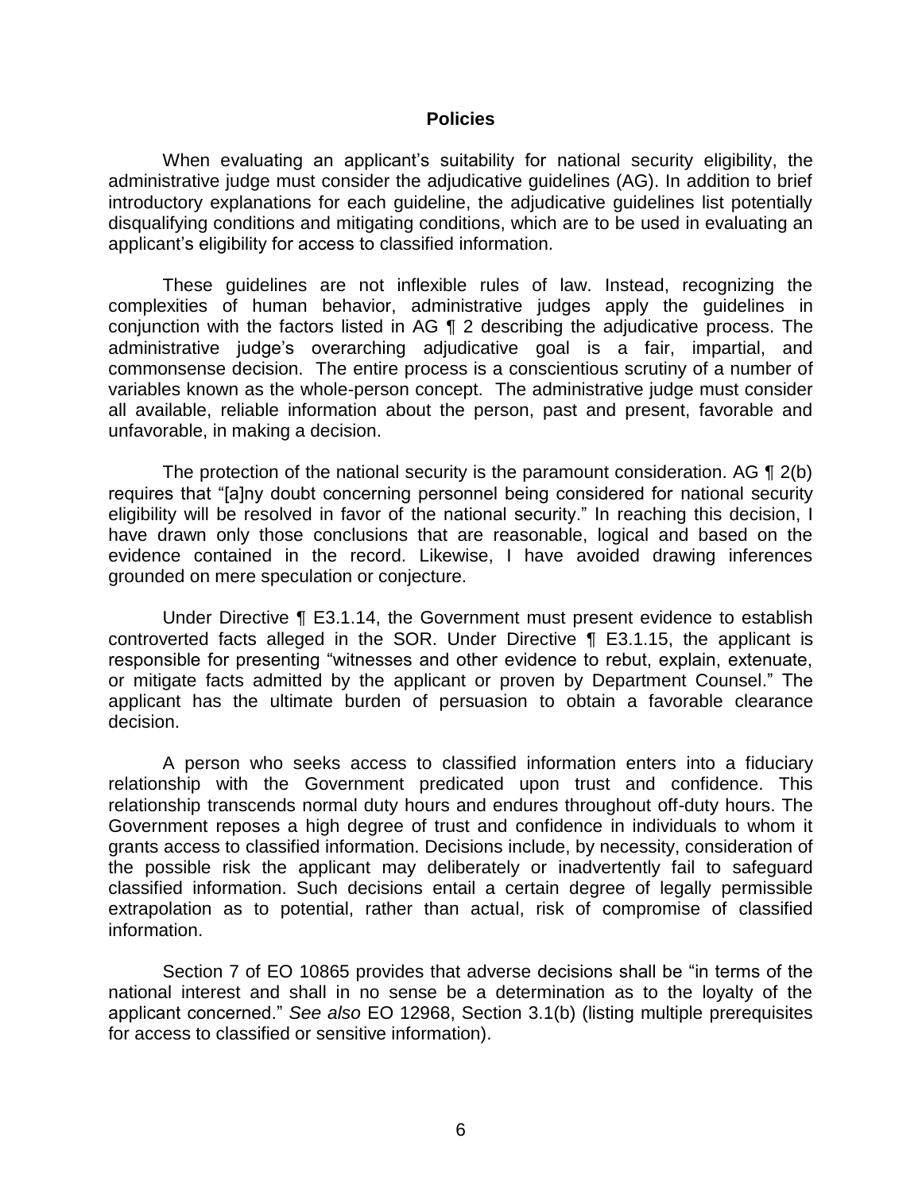## Policies

When evaluating an applicant's suitability for national security eligibility, the administrative judge must consider the adjudicative guidelines (AG). In addition to brief introductory explanations for each guideline, the adjudicative guidelines list potentially disqualifying conditions and mitigating conditions, which are to be used in evaluating an applicant's eligibility for access to classified information.

These guidelines are not inflexible rules of law. Instead, recognizing the complexities of human behavior, administrative judges apply the guidelines in conjunction with the factors listed in AG ¶ 2 describing the adjudicative process. The administrative judge's overarching adjudicative goal is a fair, impartial, and commonsense decision. The entire process is a conscientious scrutiny of a number of variables known as the whole-person concept. The administrative judge must consider all available, reliable information about the person, past and present, favorable and unfavorable, in making a decision.

The protection of the national security is the paramount consideration. AG ¶ 2(b) requires that "[a]ny doubt concerning personnel being considered for national security eligibility will be resolved in favor of the national security." In reaching this decision, I have drawn only those conclusions that are reasonable, logical and based on the evidence contained in the record. Likewise, I have avoided drawing inferences grounded on mere speculation or conjecture.

Under Directive ¶ E3.1.14, the Government must present evidence to establish controverted facts alleged in the SOR. Under Directive ¶ E3.1.15, the applicant is responsible for presenting "witnesses and other evidence to rebut, explain, extenuate, or mitigate facts admitted by the applicant or proven by Department Counsel." The applicant has the ultimate burden of persuasion to obtain a favorable clearance decision.

A person who seeks access to classified information enters into a fiduciary relationship with the Government predicated upon trust and confidence. This relationship transcends normal duty hours and endures throughout off-duty hours. The Government reposes a high degree of trust and confidence in individuals to whom it grants access to classified information. Decisions include, by necessity, consideration of the possible risk the applicant may deliberately or inadvertently fail to safeguard classified information. Such decisions entail a certain degree of legally permissible extrapolation as to potential, rather than actual, risk of compromise of classified information.

Section 7 of EO 10865 provides that adverse decisions shall be "in terms of the national interest and shall in no sense be a determination as to the loyalty of the applicant concerned." *See also* EO 12968, Section 3.1(b) (listing multiple prerequisites for access to classified or sensitive information).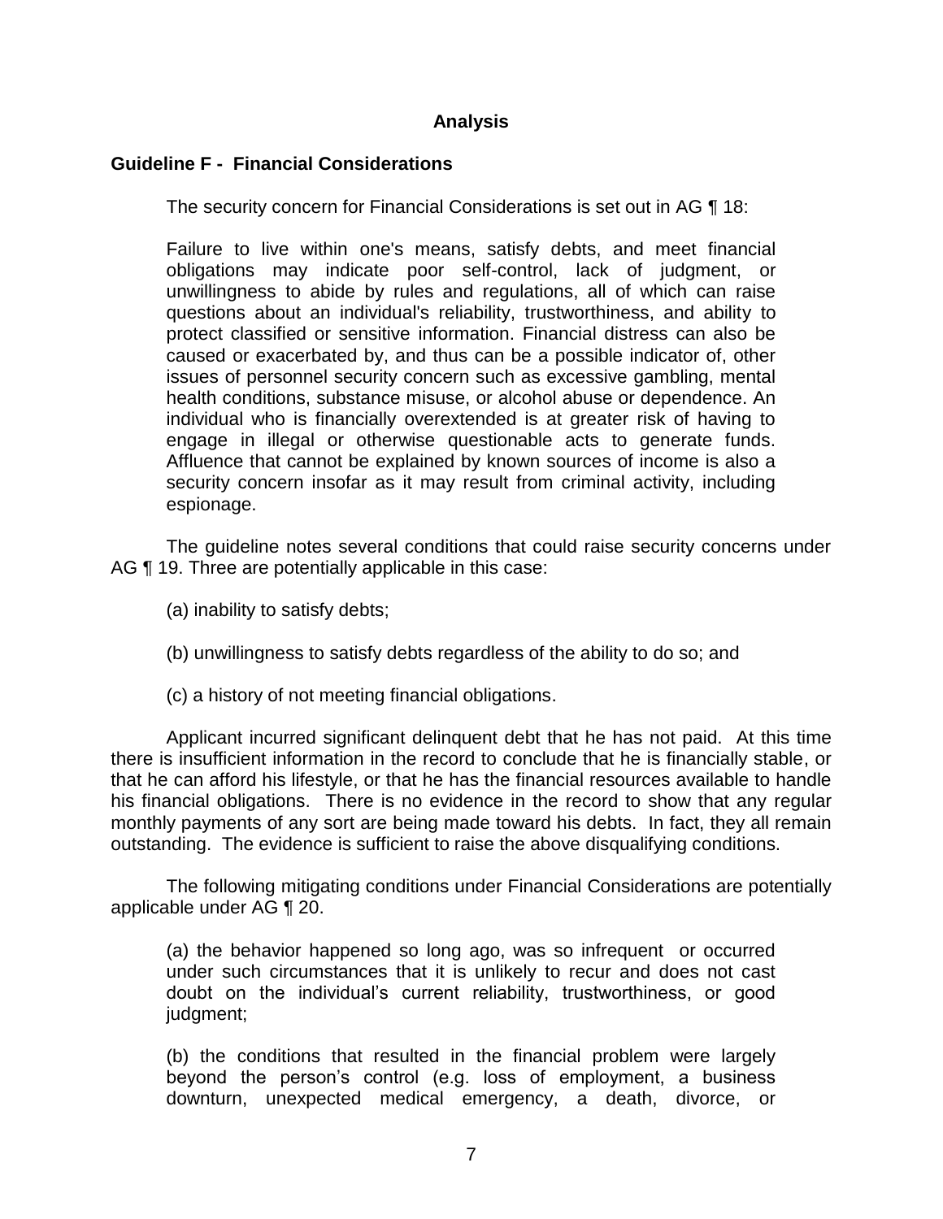## Analysis

### Guideline F - Financial Considerations

The security concern for Financial Considerations is set out in AG ¶ 18:

> Failure to live within one's means, satisfy debts, and meet financial obligations may indicate poor self-control, lack of judgment, or unwillingness to abide by rules and regulations, all of which can raise questions about an individual's reliability, trustworthiness, and ability to protect classified or sensitive information. Financial distress can also be caused or exacerbated by, and thus can be a possible indicator of, other issues of personnel security concern such as excessive gambling, mental health conditions, substance misuse, or alcohol abuse or dependence. An individual who is financially overextended is at greater risk of having to engage in illegal or otherwise questionable acts to generate funds. Affluence that cannot be explained by known sources of income is also a security concern insofar as it may result from criminal activity, including espionage.

The guideline notes several conditions that could raise security concerns under AG ¶ 19. Three are potentially applicable in this case:

(a) inability to satisfy debts;

(b) unwillingness to satisfy debts regardless of the ability to do so; and

(c) a history of not meeting financial obligations.

Applicant incurred significant delinquent debt that he has not paid. At this time there is insufficient information in the record to conclude that he is financially stable, or that he can afford his lifestyle, or that he has the financial resources available to handle his financial obligations. There is no evidence in the record to show that any regular monthly payments of any sort are being made toward his debts. In fact, they all remain outstanding. The evidence is sufficient to raise the above disqualifying conditions.

The following mitigating conditions under Financial Considerations are potentially applicable under AG ¶ 20.

> (a) the behavior happened so long ago, was so infrequent or occurred under such circumstances that it is unlikely to recur and does not cast doubt on the individual's current reliability, trustworthiness, or good judgment;
>
> (b) the conditions that resulted in the financial problem were largely beyond the person's control (e.g. loss of employment, a business downturn, unexpected medical emergency, a death, divorce, or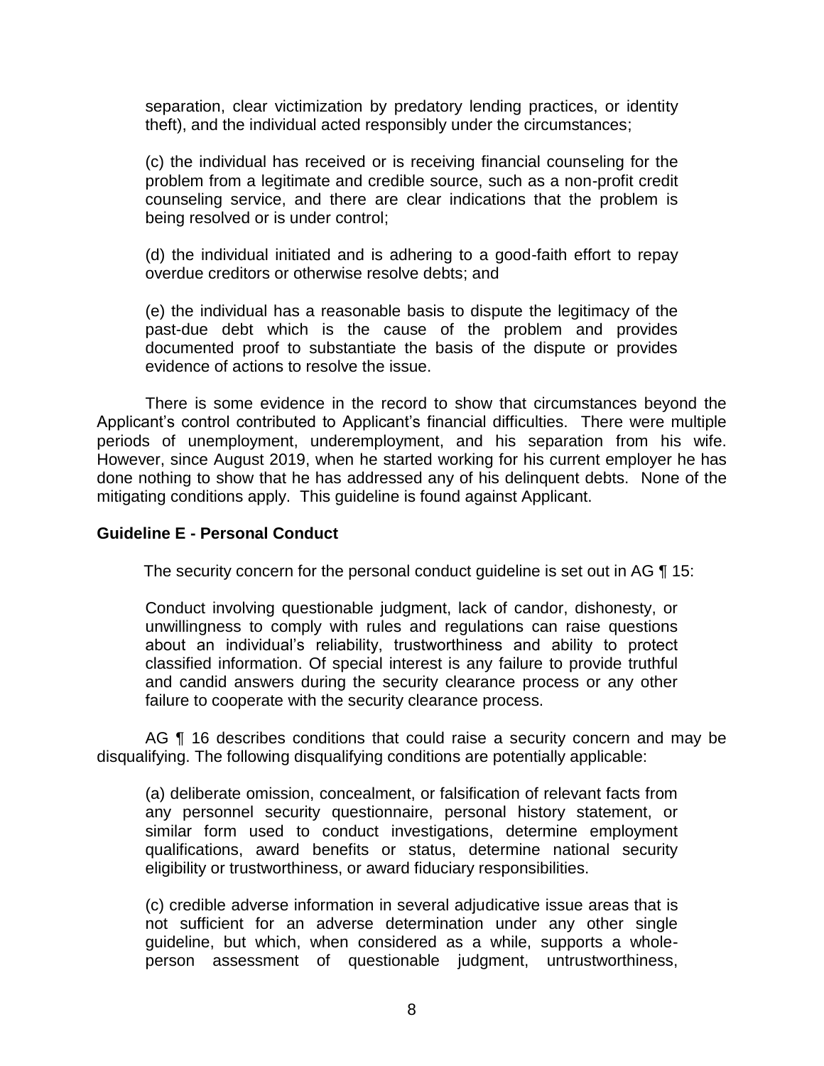separation, clear victimization by predatory lending practices, or identity theft), and the individual acted responsibly under the circumstances;

> (c) the individual has received or is receiving financial counseling for the problem from a legitimate and credible source, such as a non-profit credit counseling service, and there are clear indications that the problem is being resolved or is under control;
>
> (d) the individual initiated and is adhering to a good-faith effort to repay overdue creditors or otherwise resolve debts; and
>
> (e) the individual has a reasonable basis to dispute the legitimacy of the past-due debt which is the cause of the problem and provides documented proof to substantiate the basis of the dispute or provides evidence of actions to resolve the issue.

There is some evidence in the record to show that circumstances beyond the Applicant's control contributed to Applicant's financial difficulties. There were multiple periods of unemployment, underemployment, and his separation from his wife. However, since August 2019, when he started working for his current employer he has done nothing to show that he has addressed any of his delinquent debts. None of the mitigating conditions apply. This guideline is found against Applicant.

**Guideline E - Personal Conduct**

The security concern for the personal conduct guideline is set out in AG ¶ 15:

> Conduct involving questionable judgment, lack of candor, dishonesty, or unwillingness to comply with rules and regulations can raise questions about an individual's reliability, trustworthiness and ability to protect classified information. Of special interest is any failure to provide truthful and candid answers during the security clearance process or any other failure to cooperate with the security clearance process.

AG ¶ 16 describes conditions that could raise a security concern and may be disqualifying. The following disqualifying conditions are potentially applicable:

> (a) deliberate omission, concealment, or falsification of relevant facts from any personnel security questionnaire, personal history statement, or similar form used to conduct investigations, determine employment qualifications, award benefits or status, determine national security eligibility or trustworthiness, or award fiduciary responsibilities.
>
> (c) credible adverse information in several adjudicative issue areas that is not sufficient for an adverse determination under any other single guideline, but which, when considered as a while, supports a whole-person assessment of questionable judgment, untrustworthiness,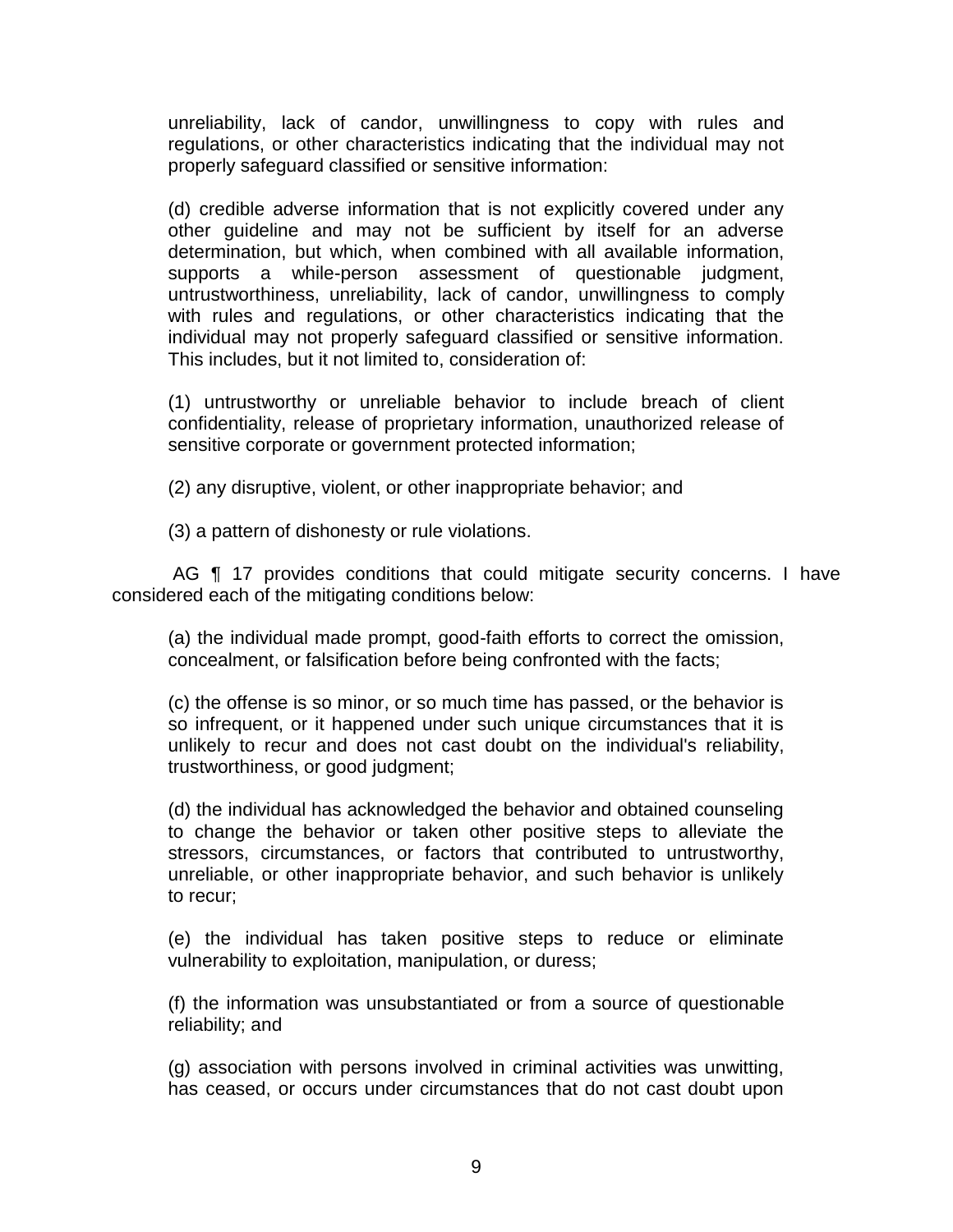unreliability, lack of candor, unwillingness to copy with rules and regulations, or other characteristics indicating that the individual may not properly safeguard classified or sensitive information:

(d) credible adverse information that is not explicitly covered under any other guideline and may not be sufficient by itself for an adverse determination, but which, when combined with all available information, supports a while-person assessment of questionable judgment, untrustworthiness, unreliability, lack of candor, unwillingness to comply with rules and regulations, or other characteristics indicating that the individual may not properly safeguard classified or sensitive information. This includes, but it not limited to, consideration of:

(1) untrustworthy or unreliable behavior to include breach of client confidentiality, release of proprietary information, unauthorized release of sensitive corporate or government protected information;

(2) any disruptive, violent, or other inappropriate behavior; and

(3) a pattern of dishonesty or rule violations.

AG ¶ 17 provides conditions that could mitigate security concerns. I have considered each of the mitigating conditions below:

(a) the individual made prompt, good-faith efforts to correct the omission, concealment, or falsification before being confronted with the facts;

(c) the offense is so minor, or so much time has passed, or the behavior is so infrequent, or it happened under such unique circumstances that it is unlikely to recur and does not cast doubt on the individual's reliability, trustworthiness, or good judgment;

(d) the individual has acknowledged the behavior and obtained counseling to change the behavior or taken other positive steps to alleviate the stressors, circumstances, or factors that contributed to untrustworthy, unreliable, or other inappropriate behavior, and such behavior is unlikely to recur;

(e) the individual has taken positive steps to reduce or eliminate vulnerability to exploitation, manipulation, or duress;

(f) the information was unsubstantiated or from a source of questionable reliability; and

(g) association with persons involved in criminal activities was unwitting, has ceased, or occurs under circumstances that do not cast doubt upon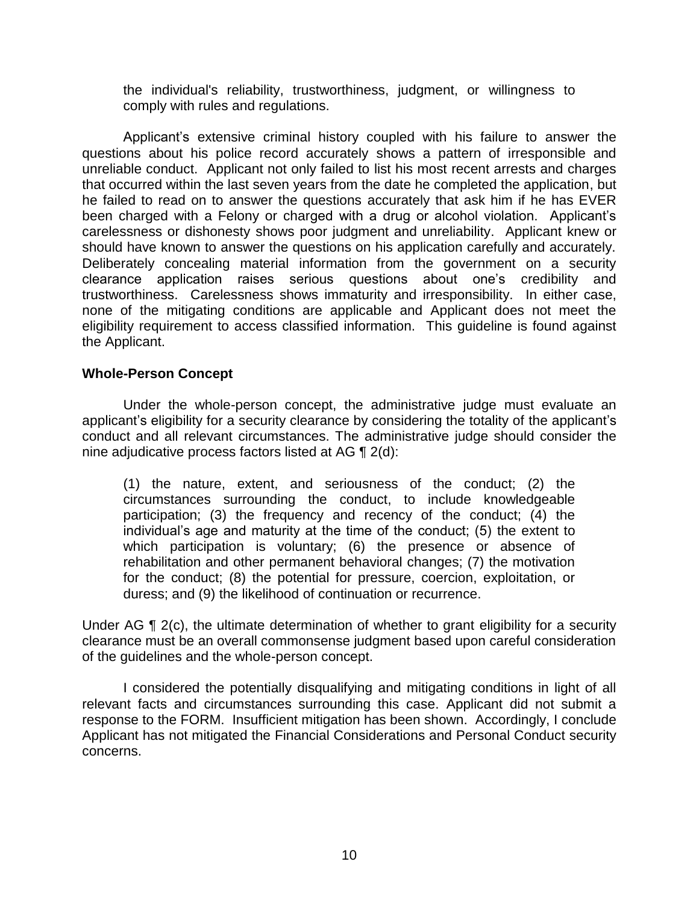the individual's reliability, trustworthiness, judgment, or willingness to comply with rules and regulations.

Applicant's extensive criminal history coupled with his failure to answer the questions about his police record accurately shows a pattern of irresponsible and unreliable conduct. Applicant not only failed to list his most recent arrests and charges that occurred within the last seven years from the date he completed the application, but he failed to read on to answer the questions accurately that ask him if he has EVER been charged with a Felony or charged with a drug or alcohol violation. Applicant's carelessness or dishonesty shows poor judgment and unreliability. Applicant knew or should have known to answer the questions on his application carefully and accurately. Deliberately concealing material information from the government on a security clearance application raises serious questions about one's credibility and trustworthiness. Carelessness shows immaturity and irresponsibility. In either case, none of the mitigating conditions are applicable and Applicant does not meet the eligibility requirement to access classified information. This guideline is found against the Applicant.

**Whole-Person Concept**

Under the whole-person concept, the administrative judge must evaluate an applicant's eligibility for a security clearance by considering the totality of the applicant's conduct and all relevant circumstances. The administrative judge should consider the nine adjudicative process factors listed at AG ¶ 2(d):

> (1) the nature, extent, and seriousness of the conduct; (2) the circumstances surrounding the conduct, to include knowledgeable participation; (3) the frequency and recency of the conduct; (4) the individual's age and maturity at the time of the conduct; (5) the extent to which participation is voluntary; (6) the presence or absence of rehabilitation and other permanent behavioral changes; (7) the motivation for the conduct; (8) the potential for pressure, coercion, exploitation, or duress; and (9) the likelihood of continuation or recurrence.

Under AG ¶ 2(c), the ultimate determination of whether to grant eligibility for a security clearance must be an overall commonsense judgment based upon careful consideration of the guidelines and the whole-person concept.

I considered the potentially disqualifying and mitigating conditions in light of all relevant facts and circumstances surrounding this case. Applicant did not submit a response to the FORM. Insufficient mitigation has been shown. Accordingly, I conclude Applicant has not mitigated the Financial Considerations and Personal Conduct security concerns.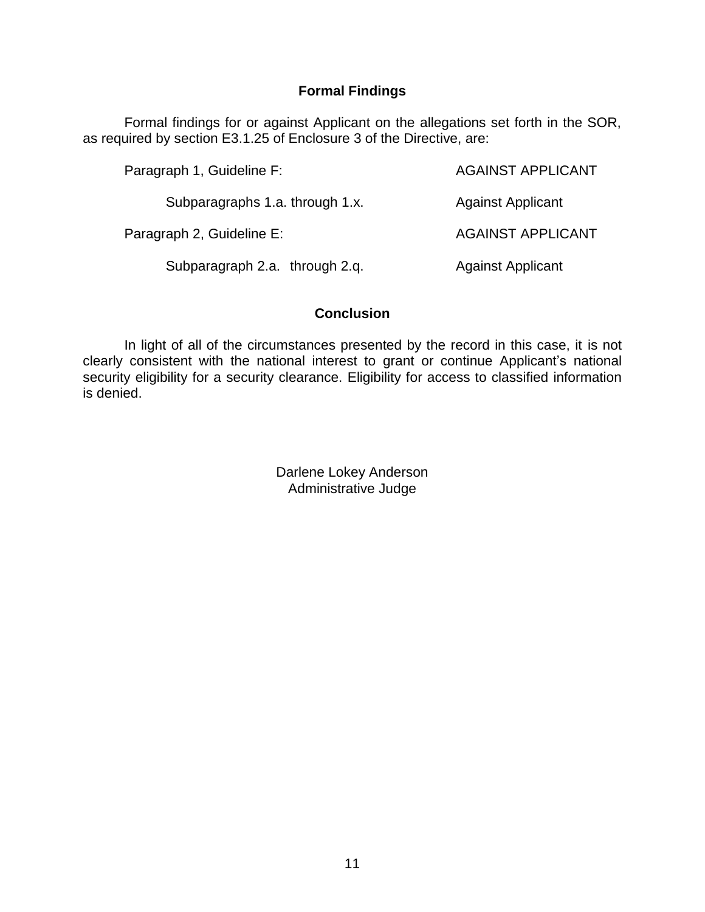## Formal Findings

Formal findings for or against Applicant on the allegations set forth in the SOR, as required by section E3.1.25 of Enclosure 3 of the Directive, are:

| | |
|---|---|
| Paragraph 1, Guideline F: | AGAINST APPLICANT |
| Subparagraphs 1.a. through 1.x. | Against Applicant |
| Paragraph 2, Guideline E: | AGAINST APPLICANT |
| Subparagraph 2.a. through 2.q. | Against Applicant |

## Conclusion

In light of all of the circumstances presented by the record in this case, it is not clearly consistent with the national interest to grant or continue Applicant's national security eligibility for a security clearance. Eligibility for access to classified information is denied.

Darlene Lokey Anderson
Administrative Judge